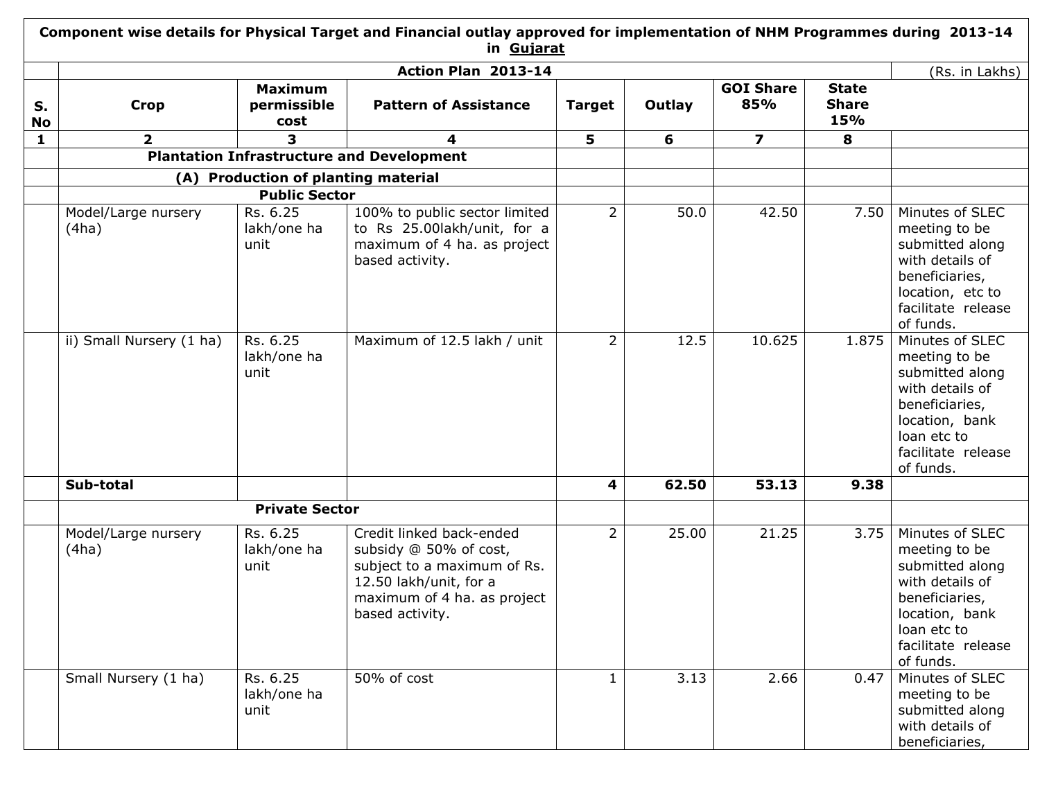| Component wise details for Physical Target and Financial outlay approved for implementation of NHM Programmes during 2013-14 in Gujarat | | | | | | | | |
|---|---|---|---|---|---|---|---|---|
| | Action Plan 2013-14 | | | | | | | (Rs. in Lakhs) |
| S. No | Crop | Maximum permissible cost | Pattern of Assistance | Target | Outlay | GOI Share 85% | State Share 15% | |
| 1 | 2 | 3 | 4 | 5 | 6 | 7 | 8 | |
| | **Plantation Infrastructure and Development** | | | | | | | |
| | **(A) Production of planting material** | | | | | | | |
| | **Public Sector** | | | | | | | |
| | Model/Large nursery (4ha) | Rs. 6.25 lakh/one ha unit | 100% to public sector limited to Rs 25.00lakh/unit, for a maximum of 4 ha. as project based activity. | 2 | 50.0 | 42.50 | 7.50 | Minutes of SLEC meeting to be submitted along with details of beneficiaries, location, etc to facilitate release of funds. |
| | ii) Small Nursery (1 ha) | Rs. 6.25 lakh/one ha unit | Maximum of 12.5 lakh / unit | 2 | 12.5 | 10.625 | 1.875 | Minutes of SLEC meeting to be submitted along with details of beneficiaries, location, bank loan etc to facilitate release of funds. |
| | **Sub-total** | | | **4** | **62.50** | **53.13** | **9.38** | |
| | **Private Sector** | | | | | | | |
| | Model/Large nursery (4ha) | Rs. 6.25 lakh/one ha unit | Credit linked back-ended subsidy @ 50% of cost, subject to a maximum of Rs. 12.50 lakh/unit, for a maximum of 4 ha. as project based activity. | 2 | 25.00 | 21.25 | 3.75 | Minutes of SLEC meeting to be submitted along with details of beneficiaries, location, bank loan etc to facilitate release of funds. |
| | Small Nursery (1 ha) | Rs. 6.25 lakh/one ha unit | 50% of cost | 1 | 3.13 | 2.66 | 0.47 | Minutes of SLEC meeting to be submitted along with details of beneficiaries, |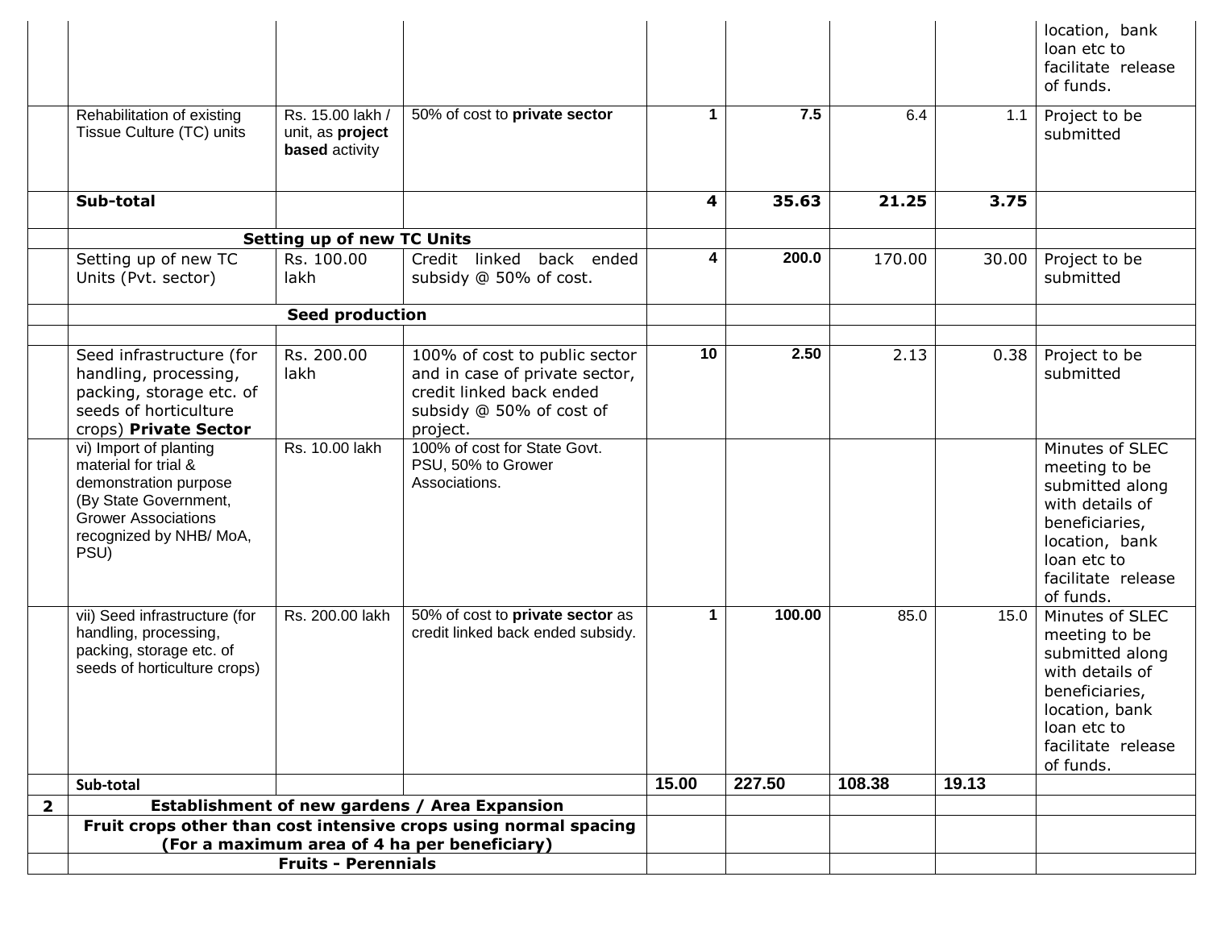| | | | | | | | | |
|---|---|---|---|---|---|---|---|---|
| | | | | | | | | location, bank loan etc to facilitate release of funds. |
| | Rehabilitation of existing Tissue Culture (TC) units | Rs. 15.00 lakh / unit, as **project based** activity | 50% of cost to **private sector** | 1 | 7.5 | 6.4 | 1.1 | Project to be submitted |
| | **Sub-total** | | | **4** | **35.63** | **21.25** | **3.75** | |
| | **Setting up of new TC Units** | | | | | | | |
| | Setting up of new TC Units (Pvt. sector) | Rs. 100.00 lakh | Credit linked back ended subsidy @ 50% of cost. | 4 | 200.0 | 170.00 | 30.00 | Project to be submitted |
| | **Seed production** | | | | | | | |
| | | | | | | | | |
| | Seed infrastructure (for handling, processing, packing, storage etc. of seeds of horticulture crops) **Private Sector** | Rs. 200.00 lakh | 100% of cost to public sector and in case of private sector, credit linked back ended subsidy @ 50% of cost of project. | 10 | 2.50 | 2.13 | 0.38 | Project to be submitted |
| | vi) Import of planting material for trial & demonstration purpose (By State Government, Grower Associations recognized by NHB/ MoA, PSU) | Rs. 10.00 lakh | 100% of cost for State Govt. PSU, 50% to Grower Associations. | | | | | Minutes of SLEC meeting to be submitted along with details of beneficiaries, location, bank loan etc to facilitate release of funds. |
| | vii) Seed infrastructure (for handling, processing, packing, storage etc. of seeds of horticulture crops) | Rs. 200.00 lakh | 50% of cost to **private sector** as credit linked back ended subsidy. | 1 | 100.00 | 85.0 | 15.0 | Minutes of SLEC meeting to be submitted along with details of beneficiaries, location, bank loan etc to facilitate release of funds. |
| | **Sub-total** | | | **15.00** | **227.50** | **108.38** | **19.13** | |
| **2** | **Establishment of new gardens / Area Expansion** | | | | | | | |
| | **Fruit crops other than cost intensive crops using normal spacing (For a maximum area of 4 ha per beneficiary)** | | | | | | | |
| | **Fruits - Perennials** | | | | | | | |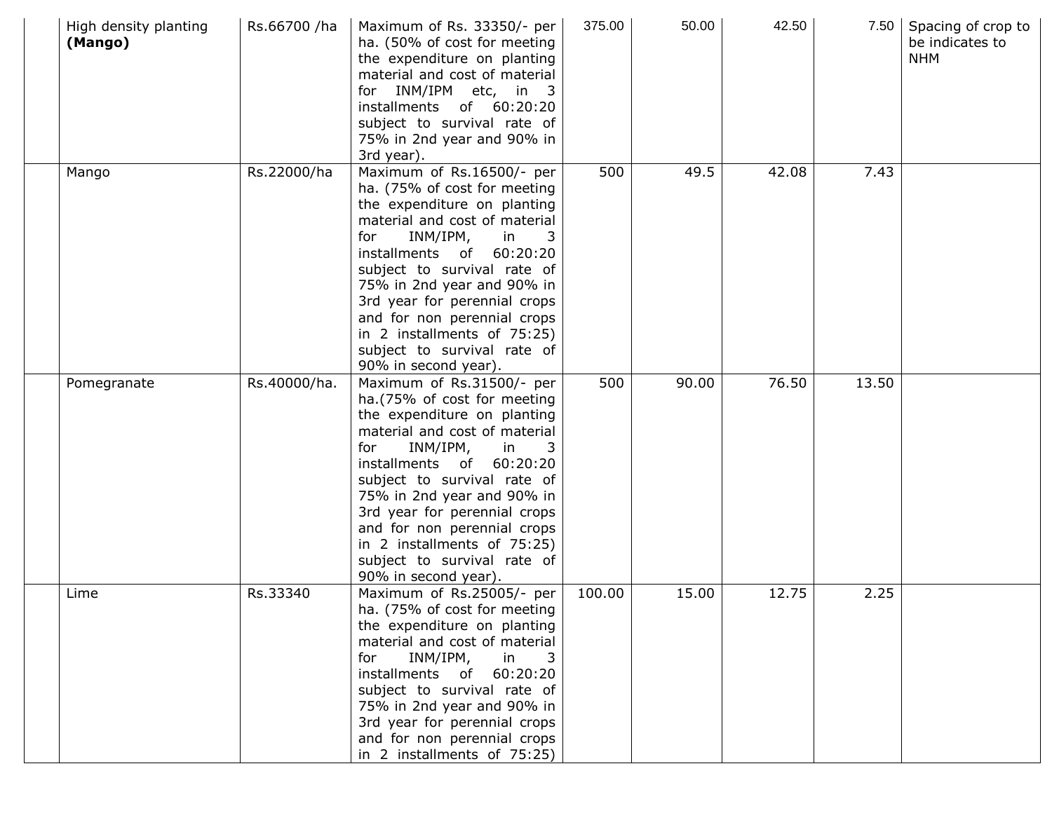|  |  |  |  |  |  |  |  |  |
|---|---|---|---|---|---|---|---|---|
|  | High density planting **(Mango)** | Rs.66700 /ha | Maximum of Rs. 33350/- per ha. (50% of cost for meeting the expenditure on planting material and cost of material for INM/IPM etc, in 3 installments of 60:20:20 subject to survival rate of 75% in 2nd year and 90% in 3rd year). | 375.00 | 50.00 | 42.50 | 7.50 | Spacing of crop to be indicates to NHM |
|  | Mango | Rs.22000/ha | Maximum of Rs.16500/- per ha. (75% of cost for meeting the expenditure on planting material and cost of material for INM/IPM, in 3 installments of 60:20:20 subject to survival rate of 75% in 2nd year and 90% in 3rd year for perennial crops and for non perennial crops in 2 installments of 75:25) subject to survival rate of 90% in second year). | 500 | 49.5 | 42.08 | 7.43 |  |
|  | Pomegranate | Rs.40000/ha. | Maximum of Rs.31500/- per ha.(75% of cost for meeting the expenditure on planting material and cost of material for INM/IPM, in 3 installments of 60:20:20 subject to survival rate of 75% in 2nd year and 90% in 3rd year for perennial crops and for non perennial crops in 2 installments of 75:25) subject to survival rate of 90% in second year). | 500 | 90.00 | 76.50 | 13.50 |  |
|  | Lime | Rs.33340 | Maximum of Rs.25005/- per ha. (75% of cost for meeting the expenditure on planting material and cost of material for INM/IPM, in 3 installments of 60:20:20 subject to survival rate of 75% in 2nd year and 90% in 3rd year for perennial crops and for non perennial crops in 2 installments of 75:25) | 100.00 | 15.00 | 12.75 | 2.25 |  |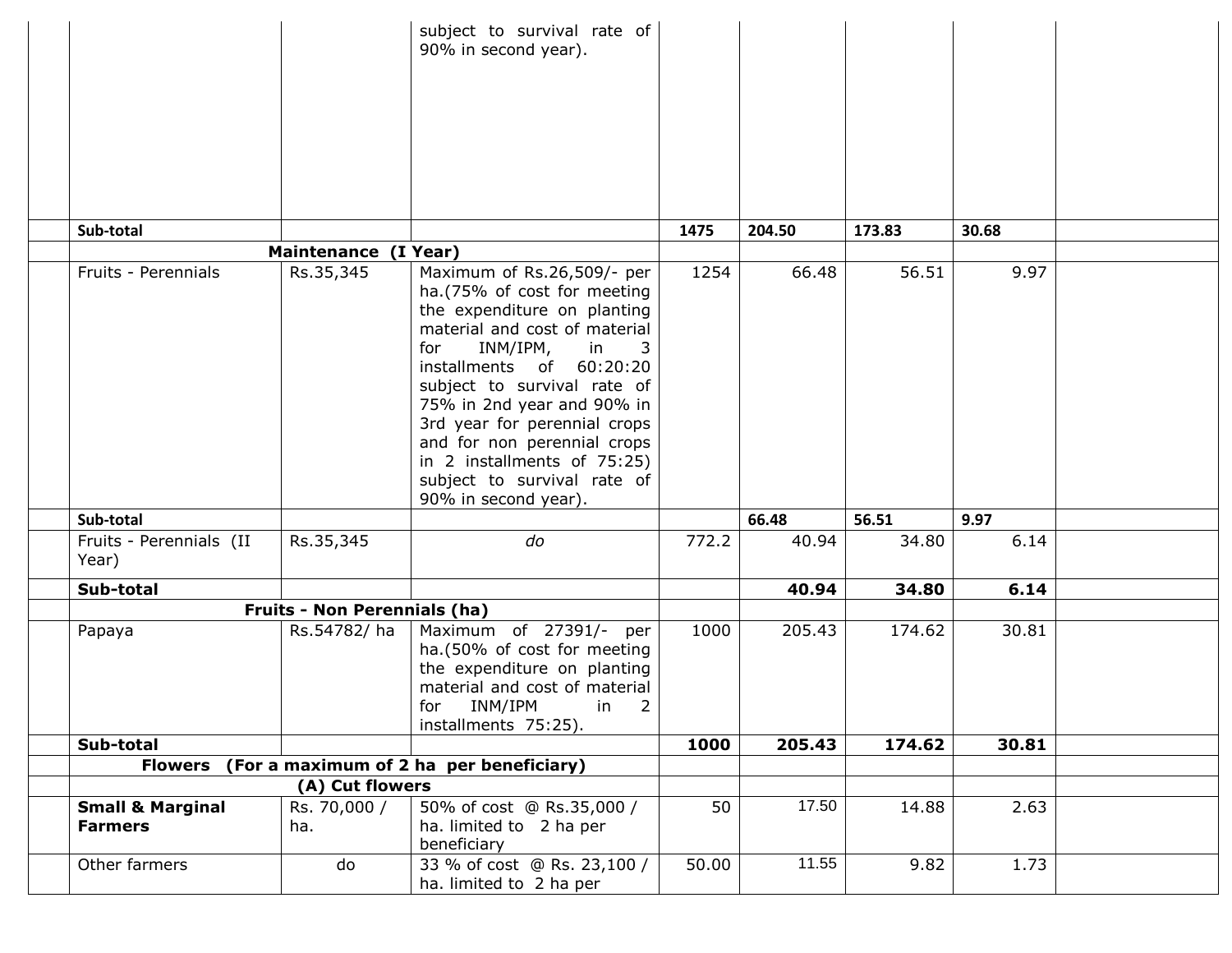|  |  |  |  |  |  |  |  |  |
|---|---|---|---|---|---|---|---|---|
|  |  |  | subject to survival rate of 90% in second year). |  |  |  |  |  |
|  | Sub-total |  |  | 1475 | 204.50 | 173.83 | 30.68 |  |
|  | **Maintenance (I Year)** |  |  |  |  |  |  |  |
|  | Fruits - Perennials | Rs.35,345 | Maximum of Rs.26,509/- per ha.(75% of cost for meeting the expenditure on planting material and cost of material for INM/IPM, in 3 installments of 60:20:20 subject to survival rate of 75% in 2nd year and 90% in 3rd year for perennial crops and for non perennial crops in 2 installments of 75:25) subject to survival rate of 90% in second year). | 1254 | 66.48 | 56.51 | 9.97 |  |
|  | Sub-total |  |  |  | 66.48 | 56.51 | 9.97 |  |
|  | Fruits - Perennials (II Year) | Rs.35,345 | *do* | 772.2 | 40.94 | 34.80 | 6.14 |  |
|  | **Sub-total** |  |  |  | **40.94** | **34.80** | **6.14** |  |
|  | **Fruits - Non Perennials (ha)** |  |  |  |  |  |  |  |
|  | Papaya | Rs.54782/ ha | Maximum of 27391/- per ha.(50% of cost for meeting the expenditure on planting material and cost of material for INM/IPM in 2 installments 75:25). | 1000 | 205.43 | 174.62 | 30.81 |  |
|  | **Sub-total** |  |  | **1000** | **205.43** | **174.62** | **30.81** |  |
|  | **Flowers (For a maximum of 2 ha per beneficiary)** |  |  |  |  |  |  |  |
|  | **(A) Cut flowers** |  |  |  |  |  |  |  |
|  | **Small & Marginal Farmers** | Rs. 70,000 / ha. | 50% of cost @ Rs.35,000 / ha. limited to 2 ha per beneficiary | 50 | 17.50 | 14.88 | 2.63 |  |
|  | Other farmers | do | 33 % of cost @ Rs. 23,100 / ha. limited to 2 ha per | 50.00 | 11.55 | 9.82 | 1.73 |  |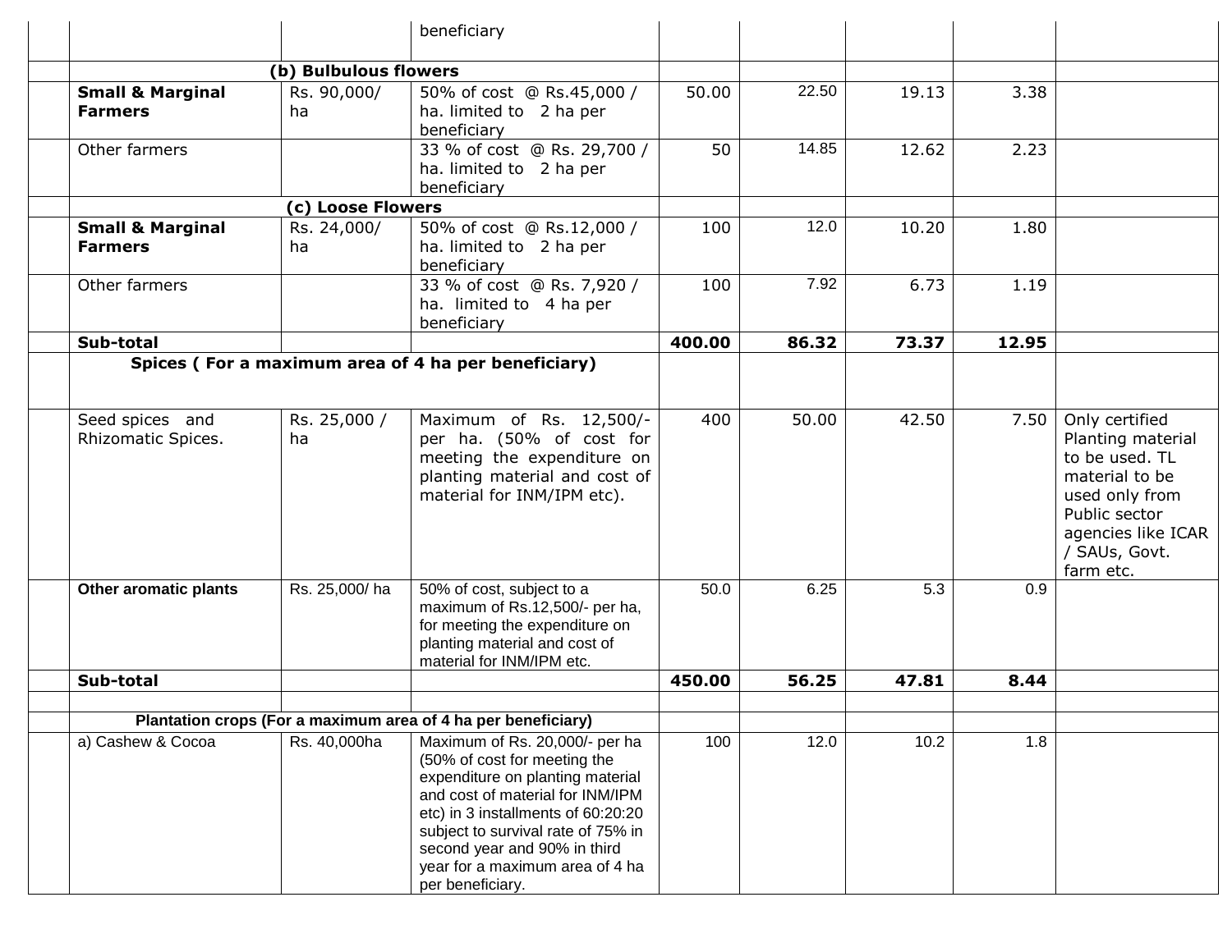| | | | | | | | | |
|---|---|---|---|---|---|---|---|---|
| | | | beneficiary | | | | | |
| | **(b) Bulbulous flowers** | | | | | | | |
| | **Small & Marginal Farmers** | Rs. 90,000/ ha | 50% of cost @ Rs.45,000 / ha. limited to 2 ha per beneficiary | 50.00 | 22.50 | 19.13 | 3.38 | |
| | Other farmers | | 33 % of cost @ Rs. 29,700 / ha. limited to 2 ha per beneficiary | 50 | 14.85 | 12.62 | 2.23 | |
| | **(c) Loose Flowers** | | | | | | | |
| | **Small & Marginal Farmers** | Rs. 24,000/ ha | 50% of cost @ Rs.12,000 / ha. limited to 2 ha per beneficiary | 100 | 12.0 | 10.20 | 1.80 | |
| | Other farmers | | 33 % of cost @ Rs. 7,920 / ha. limited to 4 ha per beneficiary | 100 | 7.92 | 6.73 | 1.19 | |
| | **Sub-total** | | | **400.00** | **86.32** | **73.37** | **12.95** | |
| | **Spices ( For a maximum area of 4 ha per beneficiary)** | | | | | | | |
| | Seed spices and Rhizomatic Spices. | Rs. 25,000 / ha | Maximum of Rs. 12,500/- per ha. (50% of cost for meeting the expenditure on planting material and cost of material for INM/IPM etc). | 400 | 50.00 | 42.50 | 7.50 | Only certified Planting material to be used. TL material to be used only from Public sector agencies like ICAR / SAUs, Govt. farm etc. |
| | **Other aromatic plants** | Rs. 25,000/ ha | 50% of cost, subject to a maximum of Rs.12,500/- per ha, for meeting the expenditure on planting material and cost of material for INM/IPM etc. | 50.0 | 6.25 | 5.3 | 0.9 | |
| | **Sub-total** | | | **450.00** | **56.25** | **47.81** | **8.44** | |
| | | | | | | | | |
| | **Plantation crops (For a maximum area of 4 ha per beneficiary)** | | | | | | | |
| | a) Cashew & Cocoa | Rs. 40,000ha | Maximum of Rs. 20,000/- per ha (50% of cost for meeting the expenditure on planting material and cost of material for INM/IPM etc) in 3 installments of 60:20:20 subject to survival rate of 75% in second year and 90% in third year for a maximum area of 4 ha per beneficiary. | 100 | 12.0 | 10.2 | 1.8 | |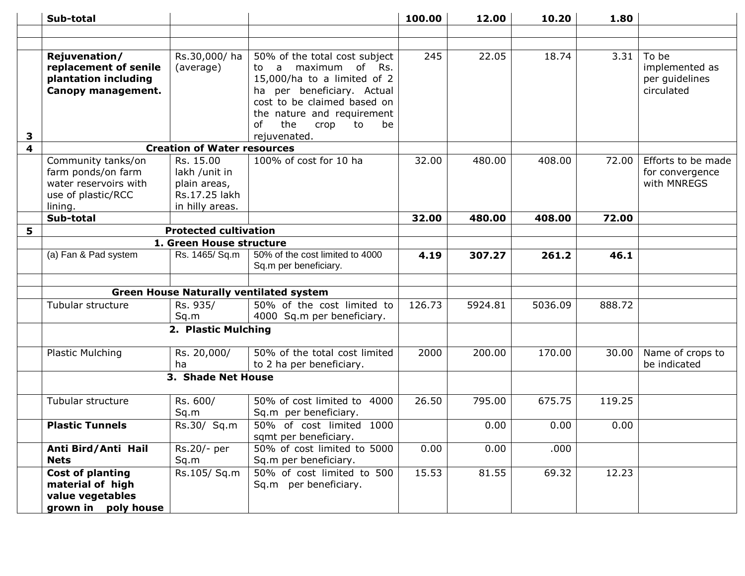| | | | | | | | | |
|---|---|---|---|---|---|---|---|---|
| | **Sub-total** | | | **100.00** | **12.00** | **10.20** | **1.80** | |
| | | | | | | | | |
| | | | | | | | | |
| 3 | **Rejuvenation/ replacement of senile plantation including Canopy management.** | Rs.30,000/ ha (average) | 50% of the total cost subject to a maximum of Rs. 15,000/ha to a limited of 2 ha per beneficiary. Actual cost to be claimed based on the nature and requirement of the crop to be rejuvenated. | 245 | 22.05 | 18.74 | 3.31 | To be implemented as per guidelines circulated |
| 4 | **Creation of Water resources** | | | | | | | |
| | Community tanks/on farm ponds/on farm water reservoirs with use of plastic/RCC lining. | Rs. 15.00 lakh /unit in plain areas, Rs.17.25 lakh in hilly areas. | 100% of cost for 10 ha | 32.00 | 480.00 | 408.00 | 72.00 | Efforts to be made for convergence with MNREGS |
| | **Sub-total** | | | **32.00** | **480.00** | **408.00** | **72.00** | |
| 5 | **Protected cultivation** | | | | | | | |
| | **1. Green House structure** | | | | | | | |
| | (a) Fan & Pad system | Rs. 1465/ Sq.m | 50% of the cost limited to 4000 Sq.m per beneficiary. | **4.19** | **307.27** | **261.2** | **46.1** | |
| | | | | | | | | |
| | **Green House Naturally ventilated system** | | | | | | | |
| | Tubular structure | Rs. 935/ Sq.m | 50% of the cost limited to 4000 Sq.m per beneficiary. | 126.73 | 5924.81 | 5036.09 | 888.72 | |
| | **2. Plastic Mulching** | | | | | | | |
| | Plastic Mulching | Rs. 20,000/ ha | 50% of the total cost limited to 2 ha per beneficiary. | 2000 | 200.00 | 170.00 | 30.00 | Name of crops to be indicated |
| | **3. Shade Net House** | | | | | | | |
| | Tubular structure | Rs. 600/ Sq.m | 50% of cost limited to 4000 Sq.m per beneficiary. | 26.50 | 795.00 | 675.75 | 119.25 | |
| | **Plastic Tunnels** | Rs.30/ Sq.m | 50% of cost limited 1000 sqmt per beneficiary. | | 0.00 | 0.00 | 0.00 | |
| | **Anti Bird/Anti Hail Nets** | Rs.20/- per Sq.m | 50% of cost limited to 5000 Sq.m per beneficiary. | 0.00 | 0.00 | .000 | | |
| | **Cost of planting material of high value vegetables grown in poly house** | Rs.105/ Sq.m | 50% of cost limited to 500 Sq.m per beneficiary. | 15.53 | 81.55 | 69.32 | 12.23 | |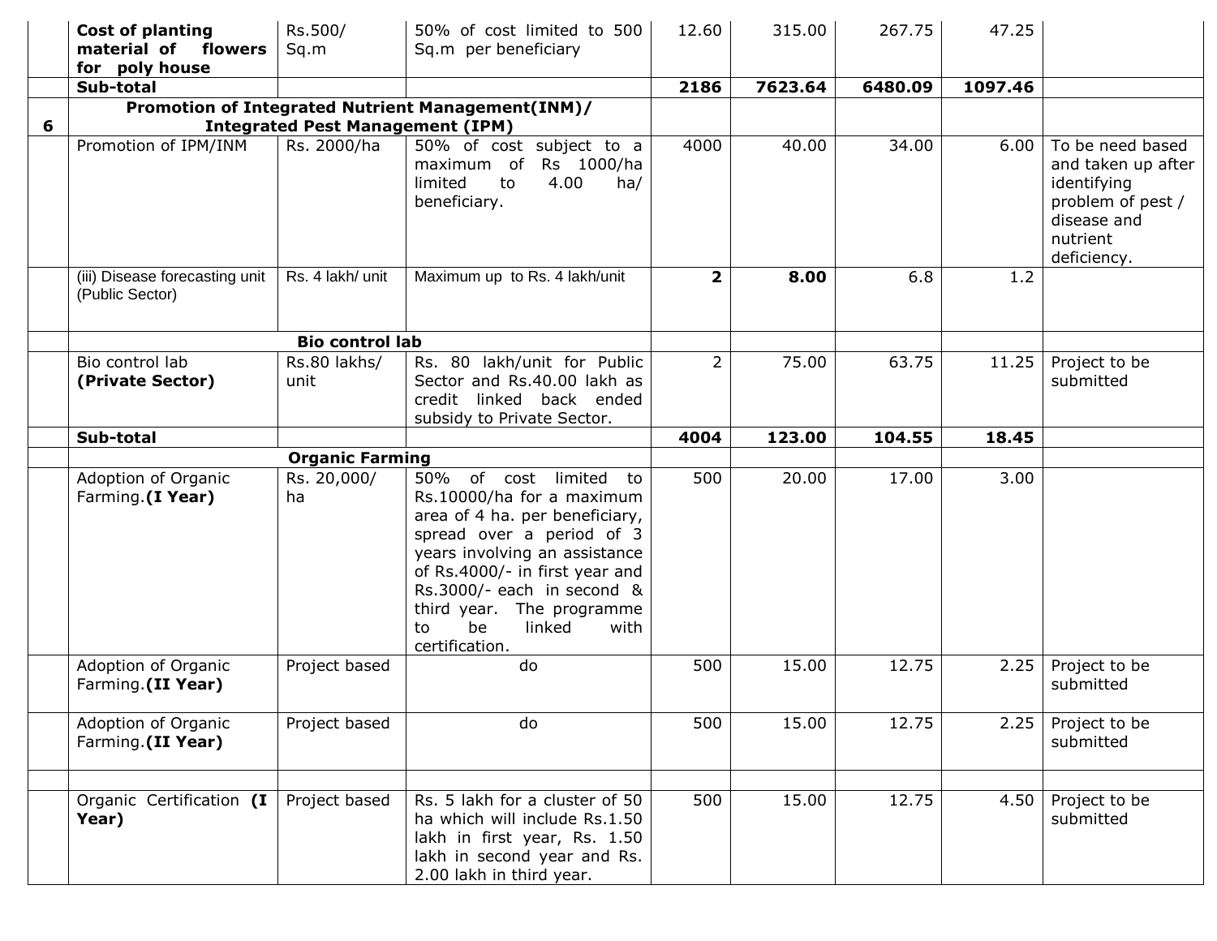| | | | | | | | | |
|---|---|---|---|---|---|---|---|---|
| | **Cost of planting material of flowers for poly house** | Rs.500/ Sq.m | 50% of cost limited to 500 Sq.m per beneficiary | 12.60 | 315.00 | 267.75 | 47.25 | |
| | **Sub-total** | | | **2186** | **7623.64** | **6480.09** | **1097.46** | |
| **6** | **Promotion of Integrated Nutrient Management(INM)/ Integrated Pest Management (IPM)** | | | | | | | |
| | Promotion of IPM/INM | Rs. 2000/ha | 50% of cost subject to a maximum of Rs 1000/ha limited to 4.00 ha/ beneficiary. | 4000 | 40.00 | 34.00 | 6.00 | To be need based and taken up after identifying problem of pest / disease and nutrient deficiency. |
| | (iii) Disease forecasting unit (Public Sector) | Rs. 4 lakh/ unit | Maximum up to Rs. 4 lakh/unit | **2** | **8.00** | 6.8 | 1.2 | |
| | **Bio control lab** | | | | | | | |
| | Bio control lab **(Private Sector)** | Rs.80 lakhs/ unit | Rs. 80 lakh/unit for Public Sector and Rs.40.00 lakh as credit linked back ended subsidy to Private Sector. | 2 | 75.00 | 63.75 | 11.25 | Project to be submitted |
| | **Sub-total** | | | **4004** | **123.00** | **104.55** | **18.45** | |
| | **Organic Farming** | | | | | | | |
| | Adoption of Organic Farming.**(I Year)** | Rs. 20,000/ ha | 50% of cost limited to Rs.10000/ha for a maximum area of 4 ha. per beneficiary, spread over a period of 3 years involving an assistance of Rs.4000/- in first year and Rs.3000/- each in second & third year. The programme to be linked with certification. | 500 | 20.00 | 17.00 | 3.00 | |
| | Adoption of Organic Farming.**(II Year)** | Project based | do | 500 | 15.00 | 12.75 | 2.25 | Project to be submitted |
| | Adoption of Organic Farming.**(II Year)** | Project based | do | 500 | 15.00 | 12.75 | 2.25 | Project to be submitted |
| | | | | | | | | |
| | Organic Certification **(I Year)** | Project based | Rs. 5 lakh for a cluster of 50 ha which will include Rs.1.50 lakh in first year, Rs. 1.50 lakh in second year and Rs. 2.00 lakh in third year. | 500 | 15.00 | 12.75 | 4.50 | Project to be submitted |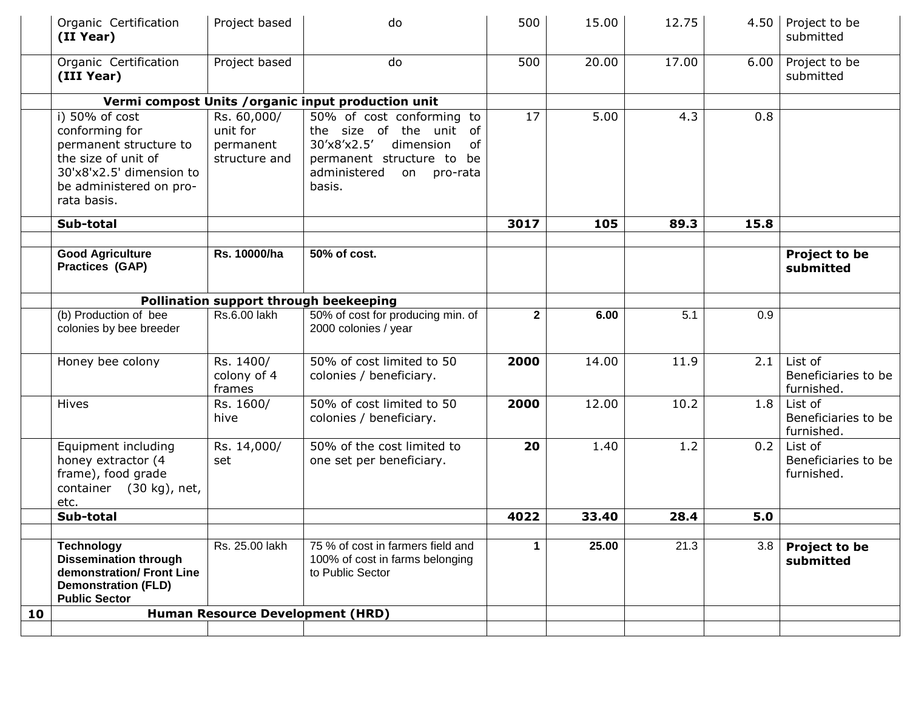| | | | | | | | | |
|---|---|---|---|---|---|---|---|---|
| | Organic Certification **(II Year)** | Project based | do | 500 | 15.00 | 12.75 | 4.50 | Project to be submitted |
| | Organic Certification **(III Year)** | Project based | do | 500 | 20.00 | 17.00 | 6.00 | Project to be submitted |
| | **Vermi compost Units /organic input production unit** | | | | | | | |
| | i) 50% of cost conforming for permanent structure to the size of unit of 30'x8'x2.5' dimension to be administered on pro-rata basis. | Rs. 60,000/ unit for permanent structure and | 50% of cost conforming to the size of the unit of 30'x8'x2.5' dimension of permanent structure to be administered on pro-rata basis. | 17 | 5.00 | 4.3 | 0.8 | |
| | **Sub-total** | | | **3017** | **105** | **89.3** | **15.8** | |
| | | | | | | | | |
| | **Good Agriculture Practices (GAP)** | **Rs. 10000/ha** | **50% of cost.** | | | | | **Project to be submitted** |
| | **Pollination support through beekeeping** | | | | | | | |
| | (b) Production of bee colonies by bee breeder | Rs.6.00 lakh | 50% of cost for producing min. of 2000 colonies / year | **2** | **6.00** | 5.1 | 0.9 | |
| | Honey bee colony | Rs. 1400/ colony of 4 frames | 50% of cost limited to 50 colonies / beneficiary. | **2000** | 14.00 | 11.9 | 2.1 | List of Beneficiaries to be furnished. |
| | Hives | Rs. 1600/ hive | 50% of cost limited to 50 colonies / beneficiary. | **2000** | 12.00 | 10.2 | 1.8 | List of Beneficiaries to be furnished. |
| | Equipment including honey extractor (4 frame), food grade container (30 kg), net, etc. | Rs. 14,000/ set | 50% of the cost limited to one set per beneficiary. | **20** | 1.40 | 1.2 | 0.2 | List of Beneficiaries to be furnished. |
| | **Sub-total** | | | **4022** | **33.40** | **28.4** | **5.0** | |
| | | | | | | | | |
| | **Technology Dissemination through demonstration/ Front Line Demonstration (FLD) Public Sector** | Rs. 25.00 lakh | 75 % of cost in farmers field and 100% of cost in farms belonging to Public Sector | **1** | **25.00** | 21.3 | 3.8 | **Project to be submitted** |
| **10** | **Human Resource Development (HRD)** | | | | | | | |
| | | | | | | | | |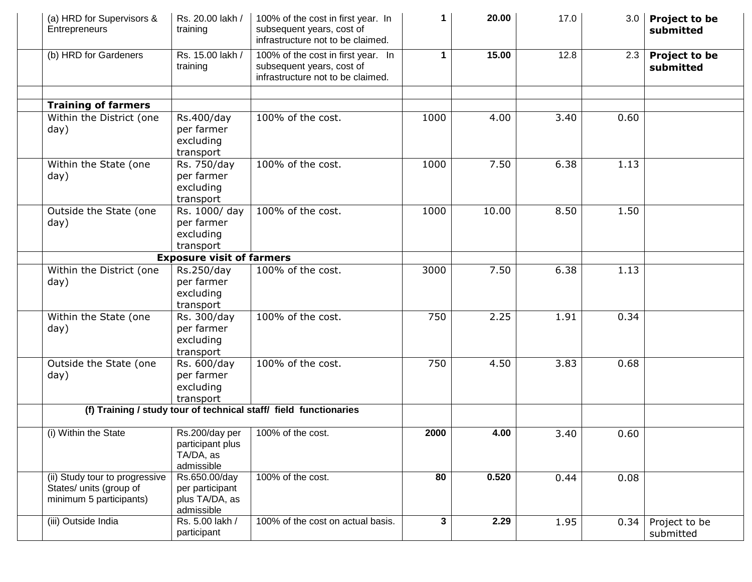| | | | | | | | | |
|---|---|---|---|---|---|---|---|---|
| | (a) HRD for Supervisors & Entrepreneurs | Rs. 20.00 lakh / training | 100% of the cost in first year. In subsequent years, cost of infrastructure not to be claimed. | **1** | **20.00** | 17.0 | 3.0 | **Project to be submitted** |
| | (b) HRD for Gardeners | Rs. 15.00 lakh / training | 100% of the cost in first year. In subsequent years, cost of infrastructure not to be claimed. | **1** | **15.00** | 12.8 | 2.3 | **Project to be submitted** |
| | | | | | | | | |
| | **Training of farmers** | | | | | | | |
| | Within the District (one day) | Rs.400/day per farmer excluding transport | 100% of the cost. | 1000 | 4.00 | 3.40 | 0.60 | |
| | Within the State (one day) | Rs. 750/day per farmer excluding transport | 100% of the cost. | 1000 | 7.50 | 6.38 | 1.13 | |
| | Outside the State (one day) | Rs. 1000/ day per farmer excluding transport | 100% of the cost. | 1000 | 10.00 | 8.50 | 1.50 | |
| | **Exposure visit of farmers** | | | | | | | |
| | Within the District (one day) | Rs.250/day per farmer excluding transport | 100% of the cost. | 3000 | 7.50 | 6.38 | 1.13 | |
| | Within the State (one day) | Rs. 300/day per farmer excluding transport | 100% of the cost. | 750 | 2.25 | 1.91 | 0.34 | |
| | Outside the State (one day) | Rs. 600/day per farmer excluding transport | 100% of the cost. | 750 | 4.50 | 3.83 | 0.68 | |
| | **(f) Training / study tour of technical staff/ field functionaries** | | | | | | | |
| | (i) Within the State | Rs.200/day per participant plus TA/DA, as admissible | 100% of the cost. | **2000** | **4.00** | 3.40 | 0.60 | |
| | (ii) Study tour to progressive States/ units (group of minimum 5 participants) | Rs.650.00/day per participant plus TA/DA, as admissible | 100% of the cost. | **80** | **0.520** | 0.44 | 0.08 | |
| | (iii) Outside India | Rs. 5.00 lakh / participant | 100% of the cost on actual basis. | **3** | **2.29** | 1.95 | 0.34 | Project to be submitted |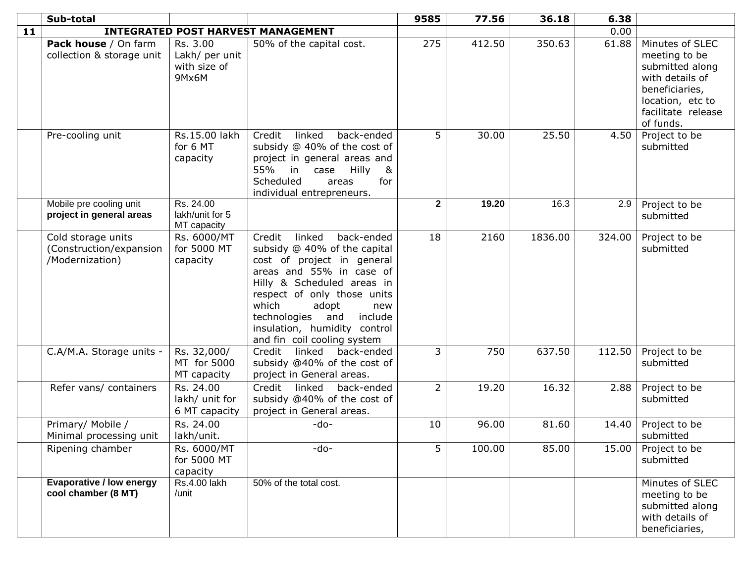|  | Sub-total |  |  | 9585 | 77.56 | 36.18 | 6.38 |  |
|---|---|---|---|---|---|---|---|---|
| 11 | INTEGRATED POST HARVEST MANAGEMENT |  |  |  |  |  | 0.00 |  |
|  | **Pack house** / On farm collection & storage unit | Rs. 3.00 Lakh/ per unit with size of 9Mx6M | 50% of the capital cost. | 275 | 412.50 | 350.63 | 61.88 | Minutes of SLEC meeting to be submitted along with details of beneficiaries, location, etc to facilitate release of funds. |
|  | Pre-cooling unit | Rs.15.00 lakh for 6 MT capacity | Credit linked back-ended subsidy @ 40% of the cost of project in general areas and 55% in case Hilly & Scheduled areas for individual entrepreneurs. | 5 | 30.00 | 25.50 | 4.50 | Project to be submitted |
|  | Mobile pre cooling unit **project in general areas** | Rs. 24.00 lakh/unit for 5 MT capacity |  | **2** | **19.20** | 16.3 | 2.9 | Project to be submitted |
|  | Cold storage units (Construction/expansion /Modernization) | Rs. 6000/MT for 5000 MT capacity | Credit linked back-ended subsidy @ 40% of the capital cost of project in general areas and 55% in case of Hilly & Scheduled areas in respect of only those units which adopt new technologies and include insulation, humidity control and fin coil cooling system | 18 | 2160 | 1836.00 | 324.00 | Project to be submitted |
|  | C.A/M.A. Storage units - | Rs. 32,000/ MT for 5000 MT capacity | Credit linked back-ended subsidy @40% of the cost of project in General areas. | 3 | 750 | 637.50 | 112.50 | Project to be submitted |
|  | Refer vans/ containers | Rs. 24.00 lakh/ unit for 6 MT capacity | Credit linked back-ended subsidy @40% of the cost of project in General areas. | 2 | 19.20 | 16.32 | 2.88 | Project to be submitted |
|  | Primary/ Mobile / Minimal processing unit | Rs. 24.00 lakh/unit. | -do- | 10 | 96.00 | 81.60 | 14.40 | Project to be submitted |
|  | Ripening chamber | Rs. 6000/MT for 5000 MT capacity | -do- | 5 | 100.00 | 85.00 | 15.00 | Project to be submitted |
|  | **Evaporative / low energy cool chamber (8 MT)** | Rs.4.00 lakh /unit | 50% of the total cost. |  |  |  |  | Minutes of SLEC meeting to be submitted along with details of beneficiaries, |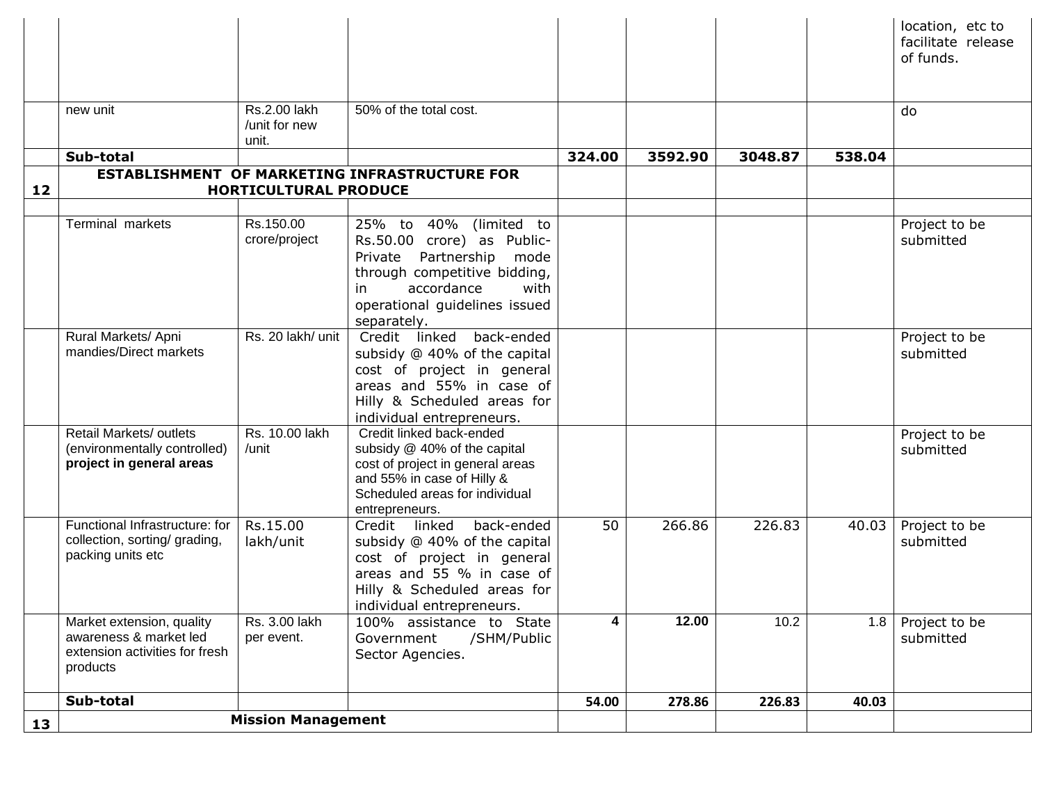| | | | | | | | | |
|---|---|---|---|---|---|---|---|---|
| | | | | | | | | location, etc to facilitate release of funds. |
| | new unit | Rs.2.00 lakh /unit for new unit. | 50% of the total cost. | | | | | do |
| | **Sub-total** | | | **324.00** | **3592.90** | **3048.87** | **538.04** | |
| **12** | **ESTABLISHMENT OF MARKETING INFRASTRUCTURE FOR HORTICULTURAL PRODUCE** | | | | | | | |
| | | | | | | | | |
| | Terminal markets | Rs.150.00 crore/project | 25% to 40% (limited to Rs.50.00 crore) as Public-Private Partnership mode through competitive bidding, in accordance with operational guidelines issued separately. | | | | | Project to be submitted |
| | Rural Markets/ Apni mandies/Direct markets | Rs. 20 lakh/ unit | Credit linked back-ended subsidy @ 40% of the capital cost of project in general areas and 55% in case of Hilly & Scheduled areas for individual entrepreneurs. | | | | | Project to be submitted |
| | Retail Markets/ outlets (environmentally controlled) **project in general areas** | Rs. 10.00 lakh /unit | Credit linked back-ended subsidy @ 40% of the capital cost of project in general areas and 55% in case of Hilly & Scheduled areas for individual entrepreneurs. | | | | | Project to be submitted |
| | Functional Infrastructure: for collection, sorting/ grading, packing units etc | Rs.15.00 lakh/unit | Credit linked back-ended subsidy @ 40% of the capital cost of project in general areas and 55 % in case of Hilly & Scheduled areas for individual entrepreneurs. | 50 | 266.86 | 226.83 | 40.03 | Project to be submitted |
| | Market extension, quality awareness & market led extension activities for fresh products | Rs. 3.00 lakh per event. | 100% assistance to State Government /SHM/Public Sector Agencies. | **4** | **12.00** | 10.2 | 1.8 | Project to be submitted |
| | **Sub-total** | | | **54.00** | **278.86** | **226.83** | **40.03** | |
| **13** | **Mission Management** | | | | | | | |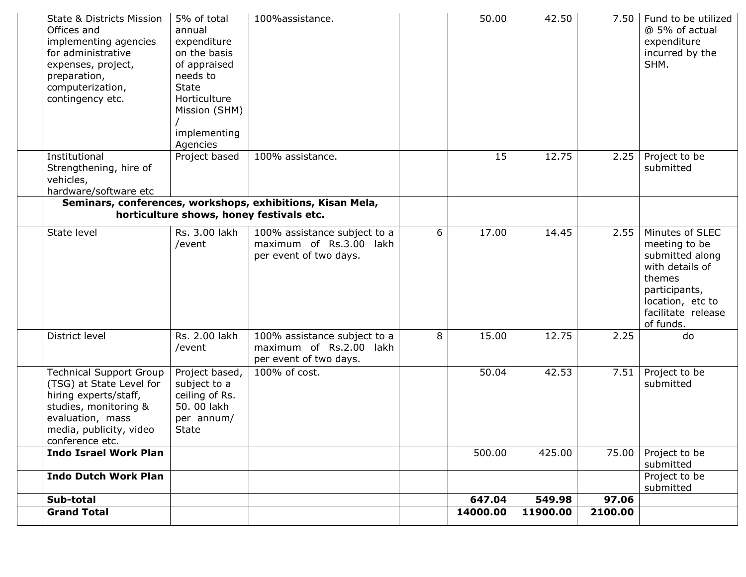| | | | | | | | | |
|---|---|---|---|---|---|---|---|---|
| | State & Districts Mission Offices and implementing agencies for administrative expenses, project, preparation, computerization, contingency etc. | 5% of total annual expenditure on the basis of appraised needs to State Horticulture Mission (SHM) / implementing Agencies | 100%assistance. | | 50.00 | 42.50 | 7.50 | Fund to be utilized @ 5% of actual expenditure incurred by the SHM. |
| | Institutional Strengthening, hire of vehicles, hardware/software etc | Project based | 100% assistance. | | 15 | 12.75 | 2.25 | Project to be submitted |
| | **Seminars, conferences, workshops, exhibitions, Kisan Mela, horticulture shows, honey festivals etc.** | | | | | | | |
| | State level | Rs. 3.00 lakh /event | 100% assistance subject to a maximum of Rs.3.00 lakh per event of two days. | 6 | 17.00 | 14.45 | 2.55 | Minutes of SLEC meeting to be submitted along with details of themes participants, location, etc to facilitate release of funds. |
| | District level | Rs. 2.00 lakh /event | 100% assistance subject to a maximum of Rs.2.00 lakh per event of two days. | 8 | 15.00 | 12.75 | 2.25 | do |
| | Technical Support Group (TSG) at State Level for hiring experts/staff, studies, monitoring & evaluation, mass media, publicity, video conference etc. | Project based, subject to a ceiling of Rs. 50. 00 lakh per annum/ State | 100% of cost. | | 50.04 | 42.53 | 7.51 | Project to be submitted |
| | **Indo Israel Work Plan** | | | | 500.00 | 425.00 | 75.00 | Project to be submitted |
| | **Indo Dutch Work Plan** | | | | | | | Project to be submitted |
| | **Sub-total** | | | | **647.04** | **549.98** | **97.06** | |
| | **Grand Total** | | | | **14000.00** | **11900.00** | **2100.00** | |